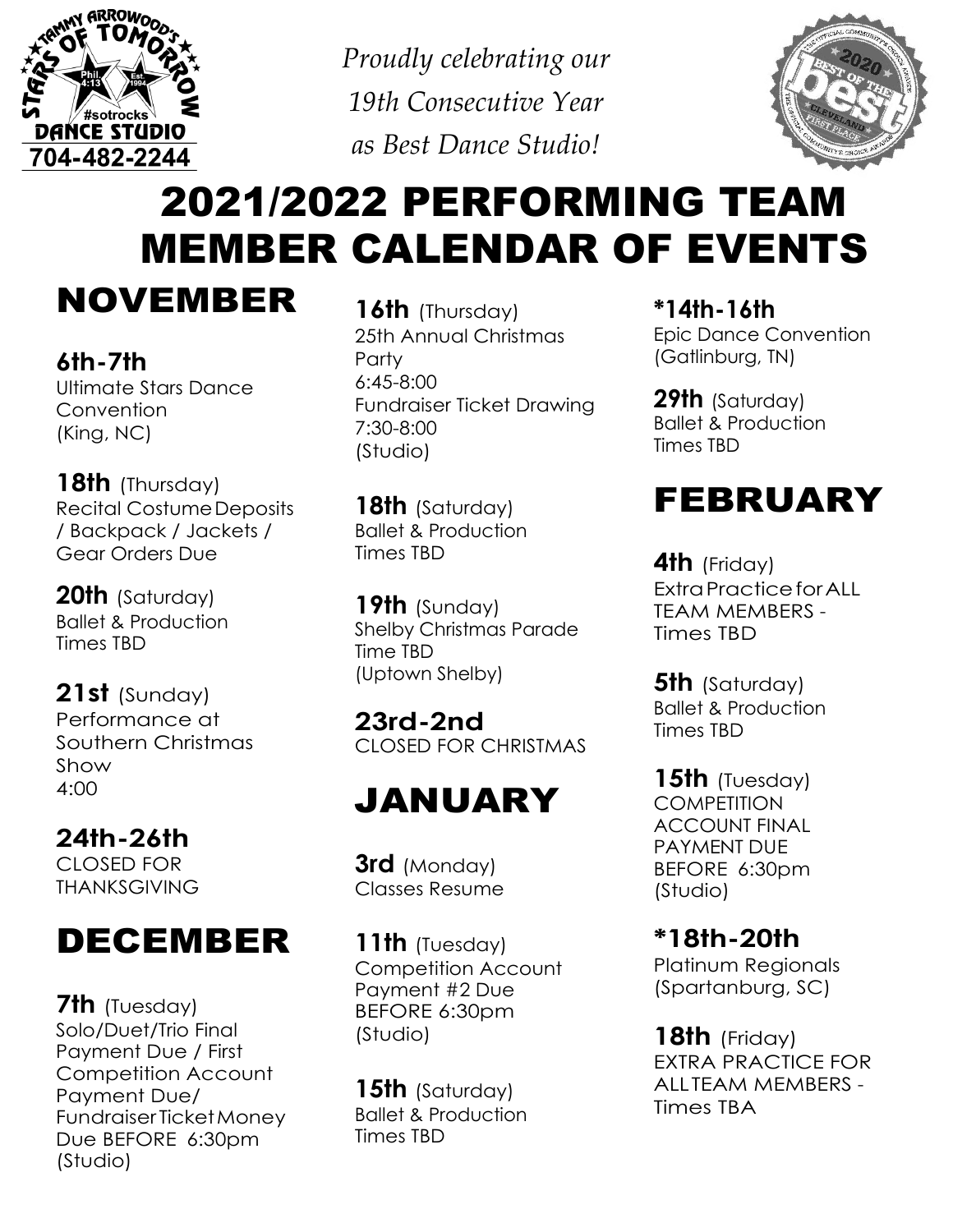TAMMY ARROWOOD'S STARS OF TOMORROW DANCE STUDIO

Phil. 4:13 · Est. 1994 · #sotrocks

704-482-2244

*Proudly celebrating our 19th Consecutive Year as Best Dance Studio!*

# 2021/2022 PERFORMING TEAM MEMBER CALENDAR OF EVENTS

## NOVEMBER

**6th-7th**
Ultimate Stars Dance Convention
(King, NC)

**18th** (Thursday)
Recital Costume Deposits / Backpack / Jackets / Gear Orders Due

**20th** (Saturday)
Ballet & Production
Times TBD

**21st** (Sunday)
Performance at Southern Christmas Show
4:00

**24th-26th**
CLOSED FOR THANKSGIVING

## DECEMBER

**7th** (Tuesday)
Solo/Duet/Trio Final Payment Due / First Competition Account Payment Due/ Fundraiser Ticket Money Due BEFORE 6:30pm
(Studio)

**16th** (Thursday)
25th Annual Christmas Party
6:45-8:00
Fundraiser Ticket Drawing
7:30-8:00
(Studio)

**18th** (Saturday)
Ballet & Production
Times TBD

**19th** (Sunday)
Shelby Christmas Parade
Time TBD
(Uptown Shelby)

**23rd-2nd**
CLOSED FOR CHRISTMAS

## JANUARY

**3rd** (Monday)
Classes Resume

**11th** (Tuesday)
Competition Account Payment #2 Due BEFORE 6:30pm
(Studio)

**15th** (Saturday)
Ballet & Production
Times TBD

***14th-16th**
Epic Dance Convention
(Gatlinburg, TN)

**29th** (Saturday)
Ballet & Production
Times TBD

## FEBRUARY

**4th** (Friday)
Extra Practice for ALL TEAM MEMBERS - Times TBD

**5th** (Saturday)
Ballet & Production
Times TBD

**15th** (Tuesday)
COMPETITION ACCOUNT FINAL PAYMENT DUE BEFORE 6:30pm
(Studio)

***18th-20th**
Platinum Regionals
(Spartanburg, SC)

**18th** (Friday)
EXTRA PRACTICE FOR ALL TEAM MEMBERS - Times TBA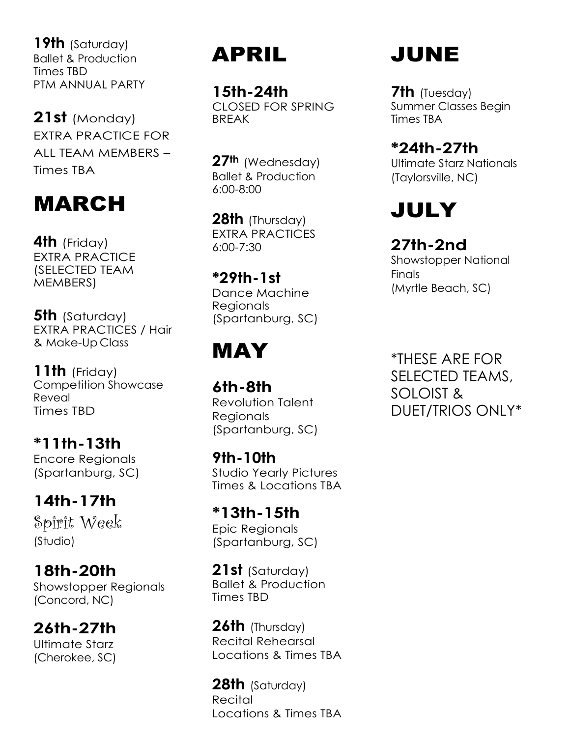**19th** (Saturday)
Ballet & Production
Times TBD
PTM ANNUAL PARTY

**21st** (Monday)
EXTRA PRACTICE FOR ALL TEAM MEMBERS – Times TBA

# MARCH

**4th** (Friday)
EXTRA PRACTICE (SELECTED TEAM MEMBERS)

**5th** (Saturday)
EXTRA PRACTICES / Hair & Make-Up Class

**11th** (Friday)
Competition Showcase Reveal
Times TBD

**\*11th-13th**
Encore Regionals
(Spartanburg, SC)

**14th-17th**
Spirit Week
(Studio)

**18th-20th**
Showstopper Regionals
(Concord, NC)

**26th-27th**
Ultimate Starz
(Cherokee, SC)

# APRIL

**15th-24th**
CLOSED FOR SPRING BREAK

**27th** (Wednesday)
Ballet & Production
6:00-8:00

**28th** (Thursday)
EXTRA PRACTICES
6:00-7:30

**\*29th-1st**
Dance Machine Regionals
(Spartanburg, SC)

# MAY

**6th-8th**
Revolution Talent Regionals
(Spartanburg, SC)

**9th-10th**
Studio Yearly Pictures
Times & Locations TBA

**\*13th-15th**
Epic Regionals
(Spartanburg, SC)

**21st** (Saturday)
Ballet & Production
Times TBD

**26th** (Thursday)
Recital Rehearsal
Locations & Times TBA

**28th** (Saturday)
Recital
Locations & Times TBA

# JUNE

**7th** (Tuesday)
Summer Classes Begin
Times TBA

**\*24th-27th**
Ultimate Starz Nationals
(Taylorsville, NC)

# JULY

**27th-2nd**
Showstopper National Finals
(Myrtle Beach, SC)

\*THESE ARE FOR SELECTED TEAMS, SOLOIST & DUET/TRIOS ONLY\*